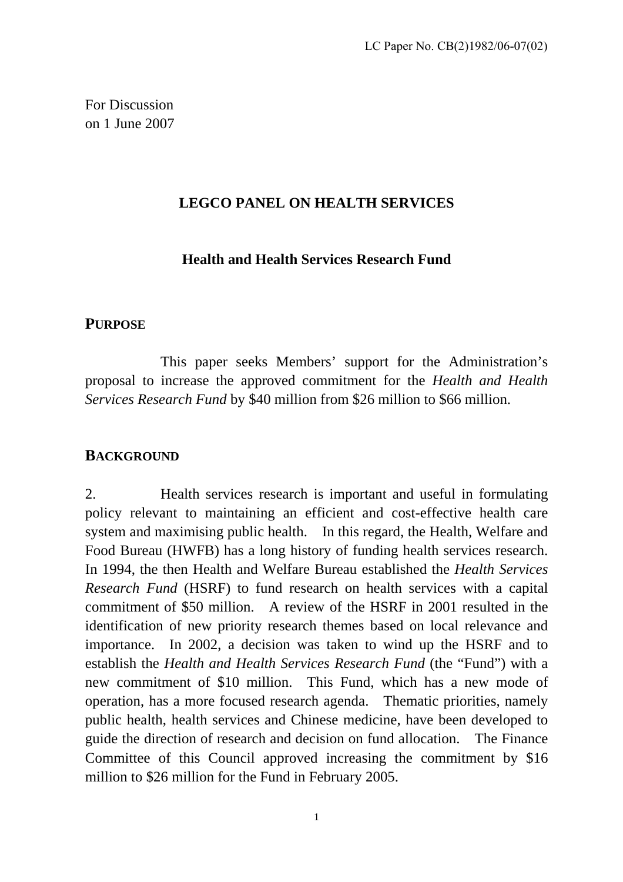LC Paper No. CB(2)1982/06-07(02)

For Discussion
on 1 June 2007

# LEGCO PANEL ON HEALTH SERVICES

## Health and Health Services Research Fund

### PURPOSE

This paper seeks Members' support for the Administration's proposal to increase the approved commitment for the *Health and Health Services Research Fund* by $40 million from $26 million to $66 million.

### BACKGROUND

2. Health services research is important and useful in formulating policy relevant to maintaining an efficient and cost-effective health care system and maximising public health. In this regard, the Health, Welfare and Food Bureau (HWFB) has a long history of funding health services research. In 1994, the then Health and Welfare Bureau established the *Health Services Research Fund* (HSRF) to fund research on health services with a capital commitment of $50 million. A review of the HSRF in 2001 resulted in the identification of new priority research themes based on local relevance and importance. In 2002, a decision was taken to wind up the HSRF and to establish the *Health and Health Services Research Fund* (the "Fund") with a new commitment of $10 million. This Fund, which has a new mode of operation, has a more focused research agenda. Thematic priorities, namely public health, health services and Chinese medicine, have been developed to guide the direction of research and decision on fund allocation. The Finance Committee of this Council approved increasing the commitment by $16 million to $26 million for the Fund in February 2005.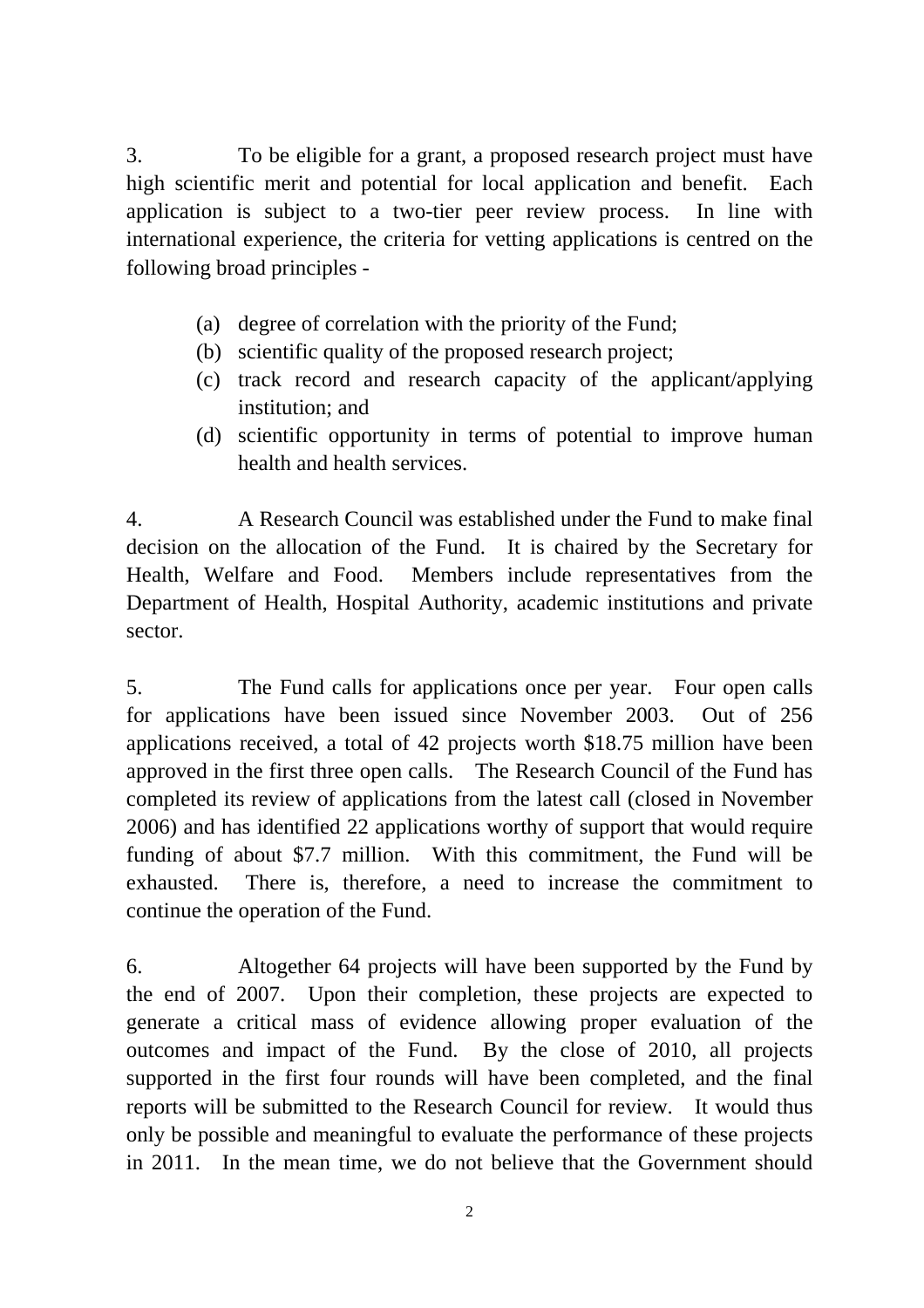3. To be eligible for a grant, a proposed research project must have high scientific merit and potential for local application and benefit. Each application is subject to a two-tier peer review process. In line with international experience, the criteria for vetting applications is centred on the following broad principles -

(a) degree of correlation with the priority of the Fund;
(b) scientific quality of the proposed research project;
(c) track record and research capacity of the applicant/applying institution; and
(d) scientific opportunity in terms of potential to improve human health and health services.

4. A Research Council was established under the Fund to make final decision on the allocation of the Fund. It is chaired by the Secretary for Health, Welfare and Food. Members include representatives from the Department of Health, Hospital Authority, academic institutions and private sector.

5. The Fund calls for applications once per year. Four open calls for applications have been issued since November 2003. Out of 256 applications received, a total of 42 projects worth $18.75 million have been approved in the first three open calls. The Research Council of the Fund has completed its review of applications from the latest call (closed in November 2006) and has identified 22 applications worthy of support that would require funding of about $7.7 million. With this commitment, the Fund will be exhausted. There is, therefore, a need to increase the commitment to continue the operation of the Fund.

6. Altogether 64 projects will have been supported by the Fund by the end of 2007. Upon their completion, these projects are expected to generate a critical mass of evidence allowing proper evaluation of the outcomes and impact of the Fund. By the close of 2010, all projects supported in the first four rounds will have been completed, and the final reports will be submitted to the Research Council for review. It would thus only be possible and meaningful to evaluate the performance of these projects in 2011. In the mean time, we do not believe that the Government should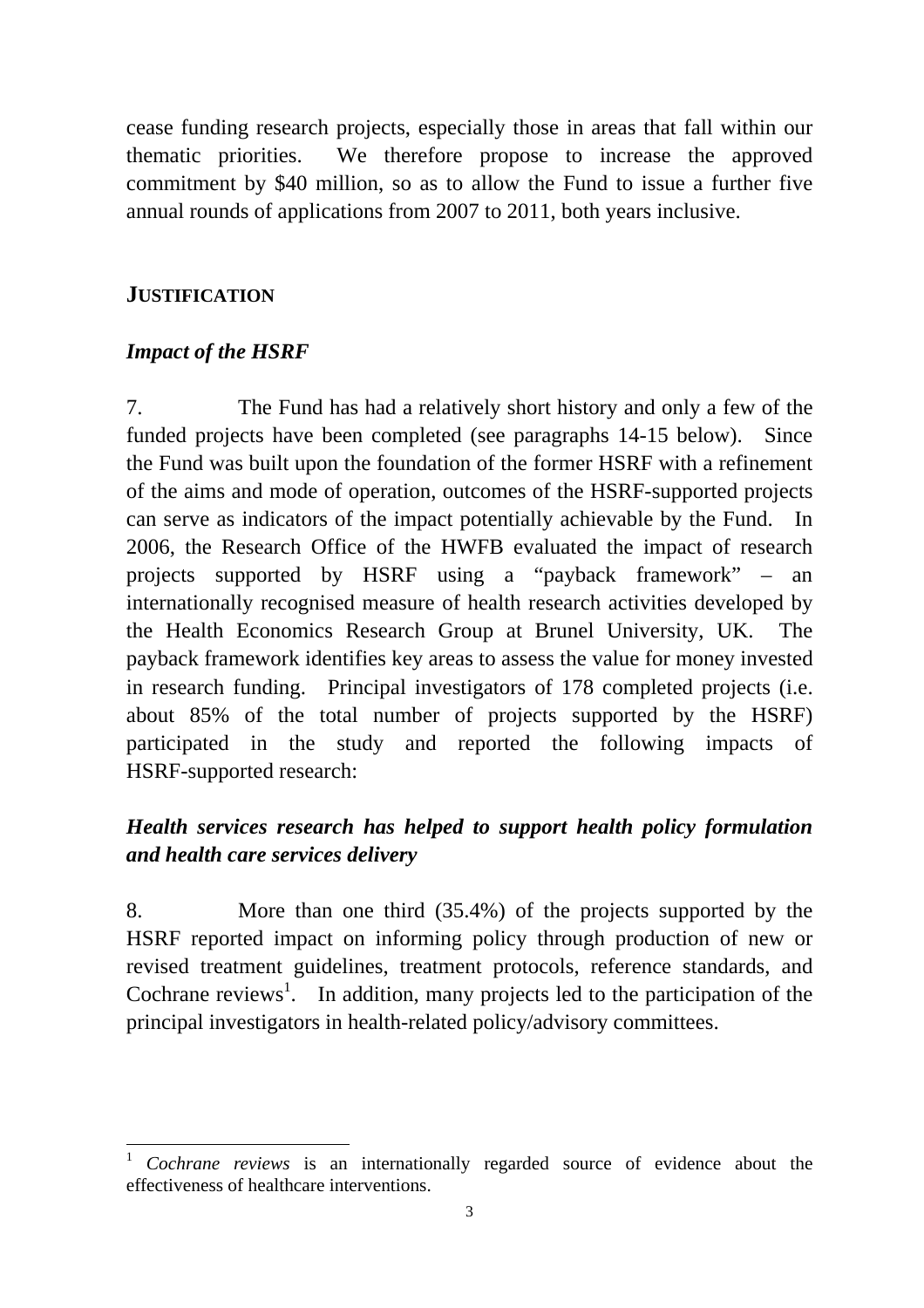cease funding research projects, especially those in areas that fall within our thematic priorities. We therefore propose to increase the approved commitment by $40 million, so as to allow the Fund to issue a further five annual rounds of applications from 2007 to 2011, both years inclusive.

## JUSTIFICATION

### *Impact of the HSRF*

7. The Fund has had a relatively short history and only a few of the funded projects have been completed (see paragraphs 14-15 below). Since the Fund was built upon the foundation of the former HSRF with a refinement of the aims and mode of operation, outcomes of the HSRF-supported projects can serve as indicators of the impact potentially achievable by the Fund. In 2006, the Research Office of the HWFB evaluated the impact of research projects supported by HSRF using a "payback framework" – an internationally recognised measure of health research activities developed by the Health Economics Research Group at Brunel University, UK. The payback framework identifies key areas to assess the value for money invested in research funding. Principal investigators of 178 completed projects (i.e. about 85% of the total number of projects supported by the HSRF) participated in the study and reported the following impacts of HSRF-supported research:

### *Health services research has helped to support health policy formulation and health care services delivery*

8. More than one third (35.4%) of the projects supported by the HSRF reported impact on informing policy through production of new or revised treatment guidelines, treatment protocols, reference standards, and Cochrane reviews[1]. In addition, many projects led to the participation of the principal investigators in health-related policy/advisory committees.

---

[1] *Cochrane reviews* is an internationally regarded source of evidence about the effectiveness of healthcare interventions.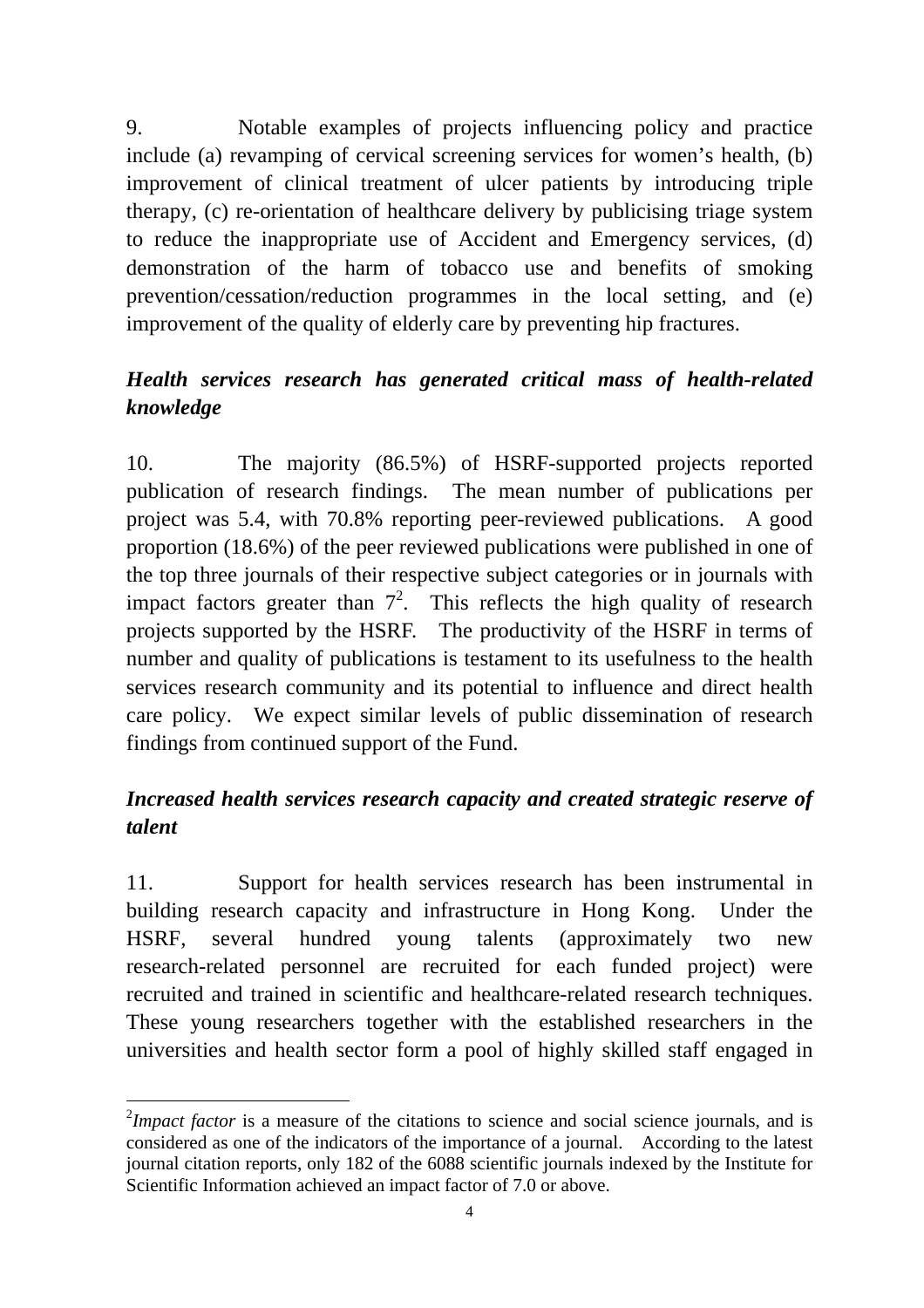9. Notable examples of projects influencing policy and practice include (a) revamping of cervical screening services for women's health, (b) improvement of clinical treatment of ulcer patients by introducing triple therapy, (c) re-orientation of healthcare delivery by publicising triage system to reduce the inappropriate use of Accident and Emergency services, (d) demonstration of the harm of tobacco use and benefits of smoking prevention/cessation/reduction programmes in the local setting, and (e) improvement of the quality of elderly care by preventing hip fractures.

***Health services research has generated critical mass of health-related knowledge***

10. The majority (86.5%) of HSRF-supported projects reported publication of research findings. The mean number of publications per project was 5.4, with 70.8% reporting peer-reviewed publications. A good proportion (18.6%) of the peer reviewed publications were published in one of the top three journals of their respective subject categories or in journals with impact factors greater than 7[2]. This reflects the high quality of research projects supported by the HSRF. The productivity of the HSRF in terms of number and quality of publications is testament to its usefulness to the health services research community and its potential to influence and direct health care policy. We expect similar levels of public dissemination of research findings from continued support of the Fund.

***Increased health services research capacity and created strategic reserve of talent***

11. Support for health services research has been instrumental in building research capacity and infrastructure in Hong Kong. Under the HSRF, several hundred young talents (approximately two new research-related personnel are recruited for each funded project) were recruited and trained in scientific and healthcare-related research techniques. These young researchers together with the established researchers in the universities and health sector form a pool of highly skilled staff engaged in

---

[2] *Impact factor* is a measure of the citations to science and social science journals, and is considered as one of the indicators of the importance of a journal. According to the latest journal citation reports, only 182 of the 6088 scientific journals indexed by the Institute for Scientific Information achieved an impact factor of 7.0 or above.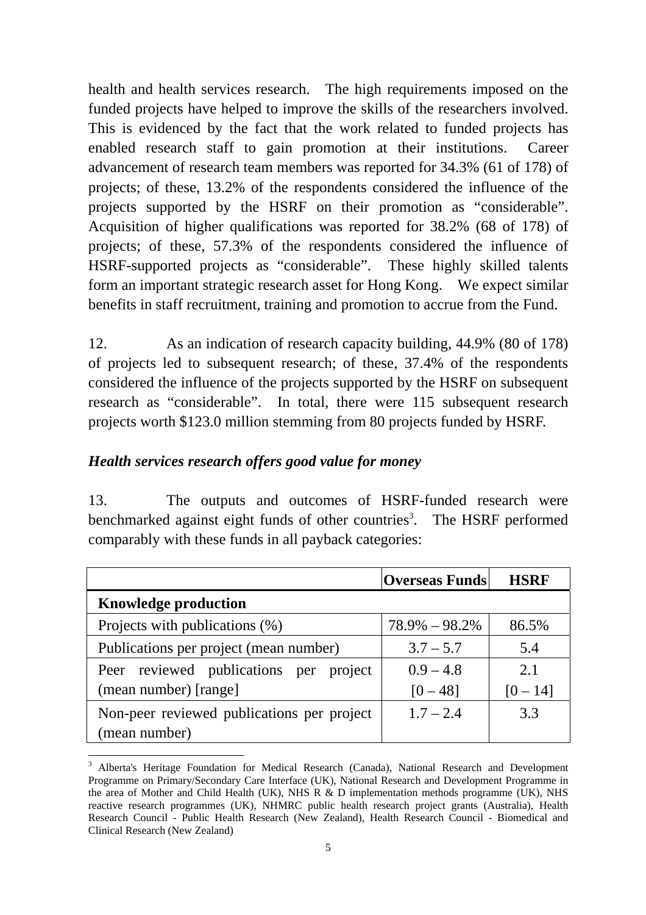health and health services research. The high requirements imposed on the funded projects have helped to improve the skills of the researchers involved. This is evidenced by the fact that the work related to funded projects has enabled research staff to gain promotion at their institutions. Career advancement of research team members was reported for 34.3% (61 of 178) of projects; of these, 13.2% of the respondents considered the influence of the projects supported by the HSRF on their promotion as "considerable". Acquisition of higher qualifications was reported for 38.2% (68 of 178) of projects; of these, 57.3% of the respondents considered the influence of HSRF-supported projects as "considerable". These highly skilled talents form an important strategic research asset for Hong Kong. We expect similar benefits in staff recruitment, training and promotion to accrue from the Fund.

12. As an indication of research capacity building, 44.9% (80 of 178) of projects led to subsequent research; of these, 37.4% of the respondents considered the influence of the projects supported by the HSRF on subsequent research as "considerable". In total, there were 115 subsequent research projects worth $123.0 million stemming from 80 projects funded by HSRF.

### *Health services research offers good value for money*

13. The outputs and outcomes of HSRF-funded research were benchmarked against eight funds of other countries[3]. The HSRF performed comparably with these funds in all payback categories:

| | Overseas Funds | HSRF |
|---|---|---|
| **Knowledge production** | | |
| Projects with publications (%) | 78.9% – 98.2% | 86.5% |
| Publications per project (mean number) | 3.7 – 5.7 | 5.4 |
| Peer reviewed publications per project (mean number) [range] | 0.9 – 4.8<br>[0 – 48] | 2.1<br>[0 – 14] |
| Non-peer reviewed publications per project (mean number) | 1.7 – 2.4 | 3.3 |

[3] Alberta's Heritage Foundation for Medical Research (Canada), National Research and Development Programme on Primary/Secondary Care Interface (UK), National Research and Development Programme in the area of Mother and Child Health (UK), NHS R & D implementation methods programme (UK), NHS reactive research programmes (UK), NHMRC public health research project grants (Australia), Health Research Council - Public Health Research (New Zealand), Health Research Council - Biomedical and Clinical Research (New Zealand)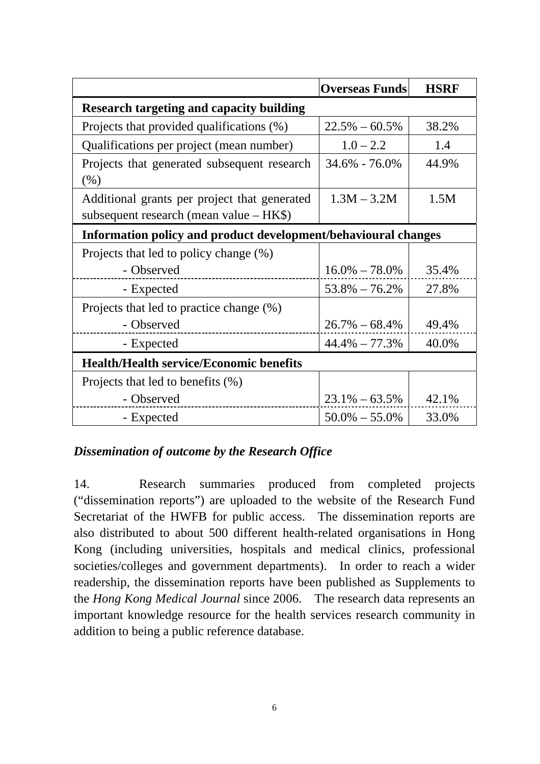| | Overseas Funds | HSRF |
|---|---|---|
| **Research targeting and capacity building** | | |
| Projects that provided qualifications (%) | 22.5% – 60.5% | 38.2% |
| Qualifications per project (mean number) | 1.0 – 2.2 | 1.4 |
| Projects that generated subsequent research (%) | 34.6% - 76.0% | 44.9% |
| Additional grants per project that generated subsequent research (mean value – HK$) | 1.3M – 3.2M | 1.5M |
| **Information policy and product development/behavioural changes** | | |
| Projects that led to policy change (%) | | |
| - Observed | 16.0% – 78.0% | 35.4% |
| - Expected | 53.8% – 76.2% | 27.8% |
| Projects that led to practice change (%) | | |
| - Observed | 26.7% – 68.4% | 49.4% |
| - Expected | 44.4% – 77.3% | 40.0% |
| **Health/Health service/Economic benefits** | | |
| Projects that led to benefits (%) | | |
| - Observed | 23.1% – 63.5% | 42.1% |
| - Expected | 50.0% – 55.0% | 33.0% |

***Dissemination of outcome by the Research Office***

14. Research summaries produced from completed projects ("dissemination reports") are uploaded to the website of the Research Fund Secretariat of the HWFB for public access. The dissemination reports are also distributed to about 500 different health-related organisations in Hong Kong (including universities, hospitals and medical clinics, professional societies/colleges and government departments). In order to reach a wider readership, the dissemination reports have been published as Supplements to the *Hong Kong Medical Journal* since 2006. The research data represents an important knowledge resource for the health services research community in addition to being a public reference database.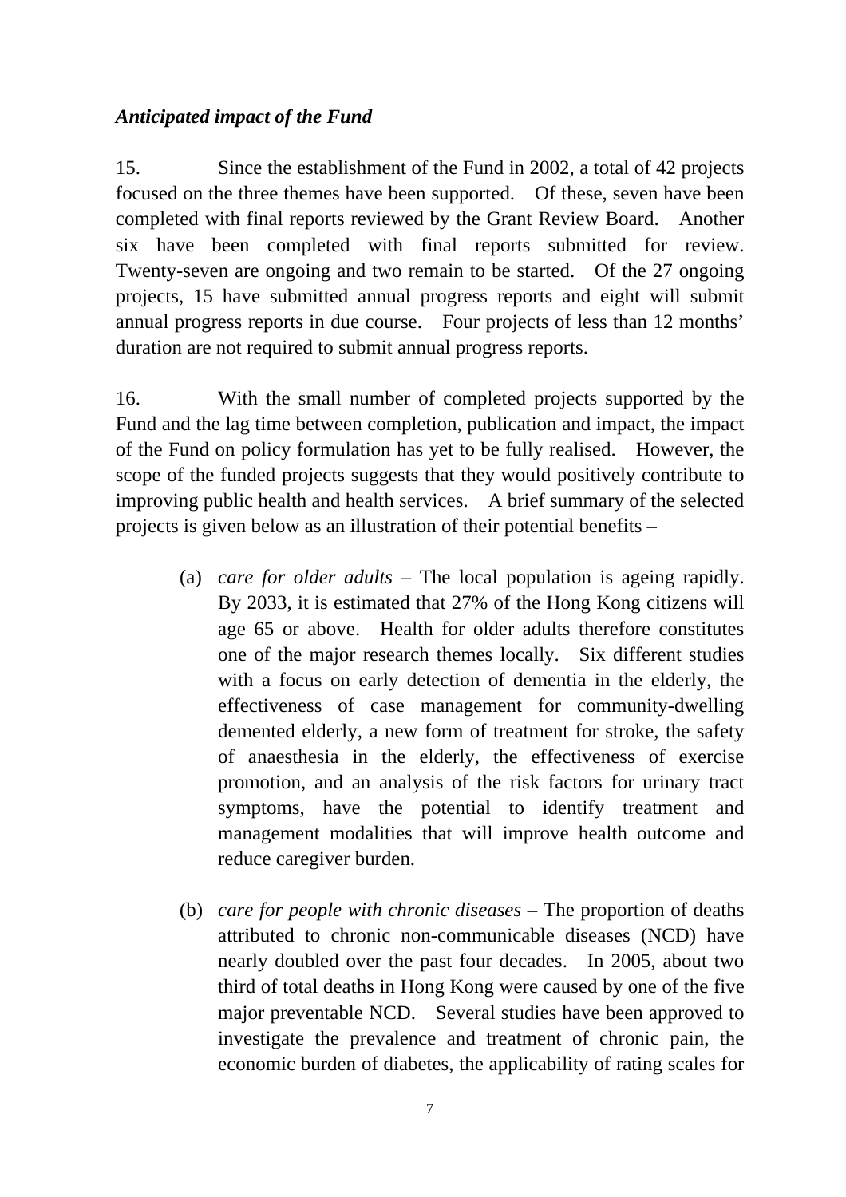*Anticipated impact of the Fund*

15. Since the establishment of the Fund in 2002, a total of 42 projects focused on the three themes have been supported. Of these, seven have been completed with final reports reviewed by the Grant Review Board. Another six have been completed with final reports submitted for review. Twenty-seven are ongoing and two remain to be started. Of the 27 ongoing projects, 15 have submitted annual progress reports and eight will submit annual progress reports in due course. Four projects of less than 12 months' duration are not required to submit annual progress reports.

16. With the small number of completed projects supported by the Fund and the lag time between completion, publication and impact, the impact of the Fund on policy formulation has yet to be fully realised. However, the scope of the funded projects suggests that they would positively contribute to improving public health and health services. A brief summary of the selected projects is given below as an illustration of their potential benefits –

(a) *care for older adults* – The local population is ageing rapidly. By 2033, it is estimated that 27% of the Hong Kong citizens will age 65 or above. Health for older adults therefore constitutes one of the major research themes locally. Six different studies with a focus on early detection of dementia in the elderly, the effectiveness of case management for community-dwelling demented elderly, a new form of treatment for stroke, the safety of anaesthesia in the elderly, the effectiveness of exercise promotion, and an analysis of the risk factors for urinary tract symptoms, have the potential to identify treatment and management modalities that will improve health outcome and reduce caregiver burden.

(b) *care for people with chronic diseases* – The proportion of deaths attributed to chronic non-communicable diseases (NCD) have nearly doubled over the past four decades. In 2005, about two third of total deaths in Hong Kong were caused by one of the five major preventable NCD. Several studies have been approved to investigate the prevalence and treatment of chronic pain, the economic burden of diabetes, the applicability of rating scales for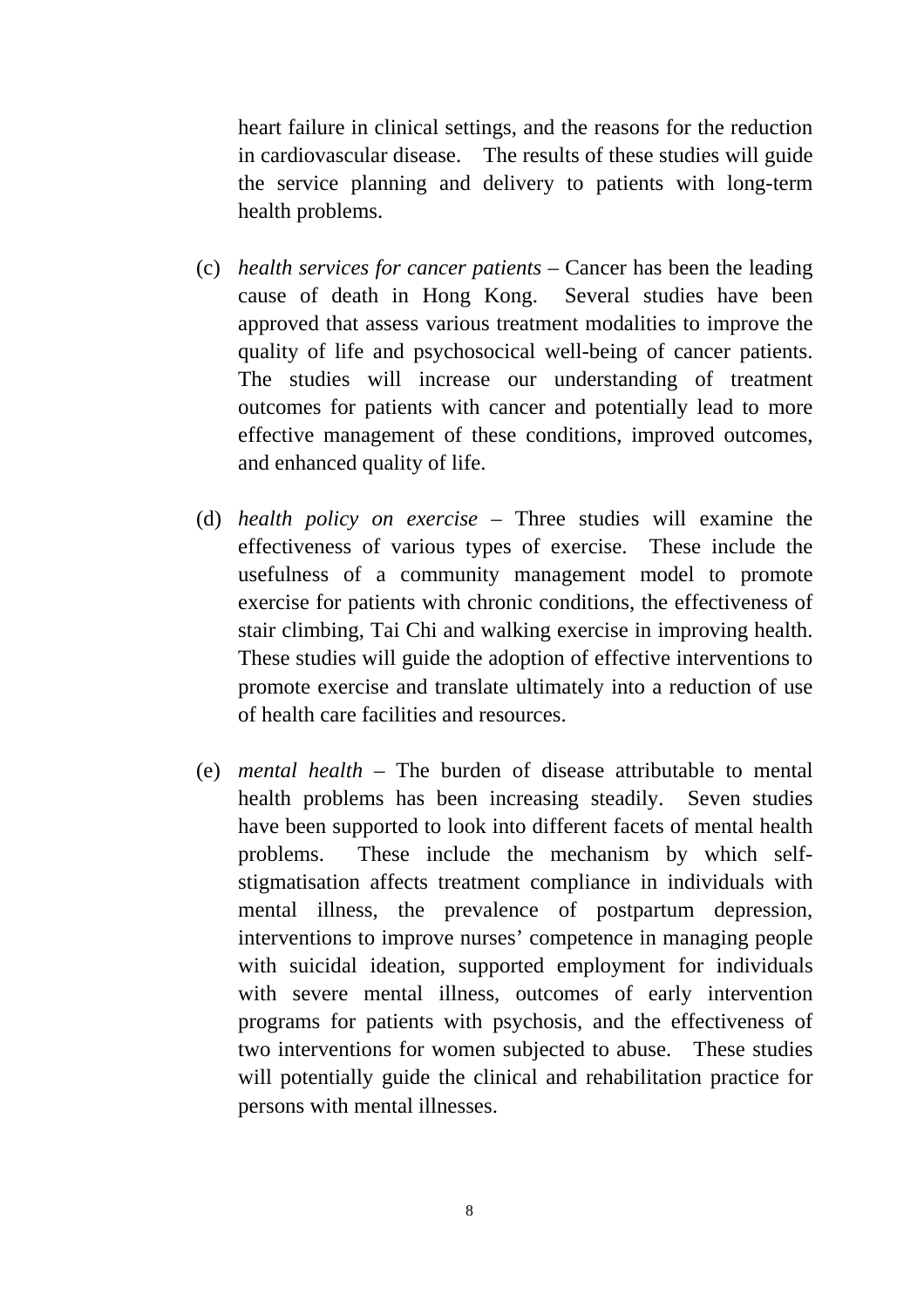heart failure in clinical settings, and the reasons for the reduction in cardiovascular disease. The results of these studies will guide the service planning and delivery to patients with long-term health problems.

(c) *health services for cancer patients* – Cancer has been the leading cause of death in Hong Kong. Several studies have been approved that assess various treatment modalities to improve the quality of life and psychosocical well-being of cancer patients. The studies will increase our understanding of treatment outcomes for patients with cancer and potentially lead to more effective management of these conditions, improved outcomes, and enhanced quality of life.

(d) *health policy on exercise* – Three studies will examine the effectiveness of various types of exercise. These include the usefulness of a community management model to promote exercise for patients with chronic conditions, the effectiveness of stair climbing, Tai Chi and walking exercise in improving health. These studies will guide the adoption of effective interventions to promote exercise and translate ultimately into a reduction of use of health care facilities and resources.

(e) *mental health* – The burden of disease attributable to mental health problems has been increasing steadily. Seven studies have been supported to look into different facets of mental health problems. These include the mechanism by which self-stigmatisation affects treatment compliance in individuals with mental illness, the prevalence of postpartum depression, interventions to improve nurses' competence in managing people with suicidal ideation, supported employment for individuals with severe mental illness, outcomes of early intervention programs for patients with psychosis, and the effectiveness of two interventions for women subjected to abuse. These studies will potentially guide the clinical and rehabilitation practice for persons with mental illnesses.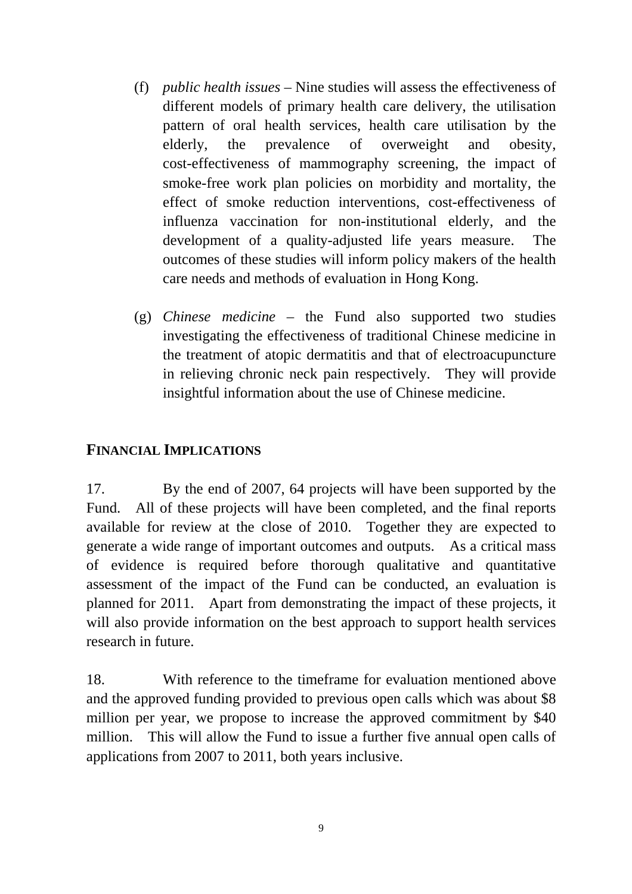(f) *public health issues* – Nine studies will assess the effectiveness of different models of primary health care delivery, the utilisation pattern of oral health services, health care utilisation by the elderly, the prevalence of overweight and obesity, cost-effectiveness of mammography screening, the impact of smoke-free work plan policies on morbidity and mortality, the effect of smoke reduction interventions, cost-effectiveness of influenza vaccination for non-institutional elderly, and the development of a quality-adjusted life years measure. The outcomes of these studies will inform policy makers of the health care needs and methods of evaluation in Hong Kong.

(g) *Chinese medicine* – the Fund also supported two studies investigating the effectiveness of traditional Chinese medicine in the treatment of atopic dermatitis and that of electroacupuncture in relieving chronic neck pain respectively. They will provide insightful information about the use of Chinese medicine.

## FINANCIAL IMPLICATIONS

17. By the end of 2007, 64 projects will have been supported by the Fund. All of these projects will have been completed, and the final reports available for review at the close of 2010. Together they are expected to generate a wide range of important outcomes and outputs. As a critical mass of evidence is required before thorough qualitative and quantitative assessment of the impact of the Fund can be conducted, an evaluation is planned for 2011. Apart from demonstrating the impact of these projects, it will also provide information on the best approach to support health services research in future.

18. With reference to the timeframe for evaluation mentioned above and the approved funding provided to previous open calls which was about $8 million per year, we propose to increase the approved commitment by $40 million. This will allow the Fund to issue a further five annual open calls of applications from 2007 to 2011, both years inclusive.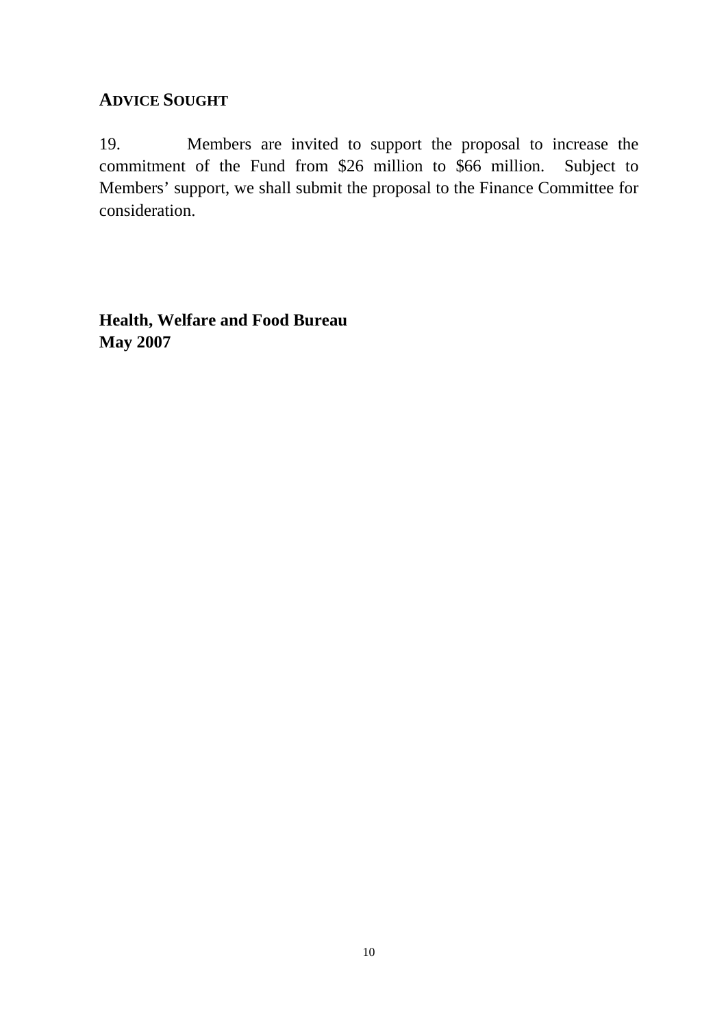## ADVICE SOUGHT

19. Members are invited to support the proposal to increase the commitment of the Fund from $26 million to $66 million. Subject to Members' support, we shall submit the proposal to the Finance Committee for consideration.

**Health, Welfare and Food Bureau**
**May 2007**